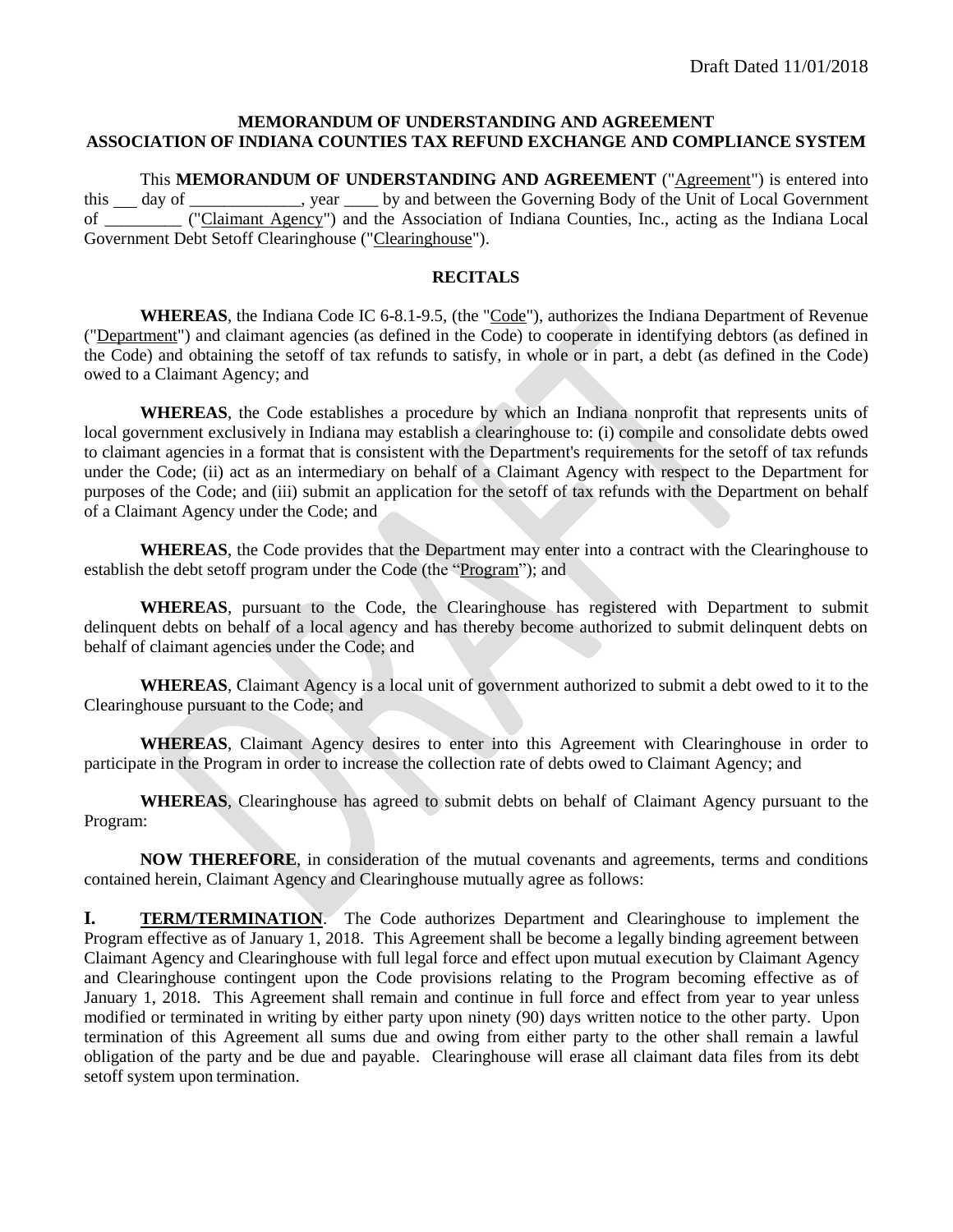Draft Dated 11/01/2018

**MEMORANDUM OF UNDERSTANDING AND AGREEMENT**
**ASSOCIATION OF INDIANA COUNTIES TAX REFUND EXCHANGE AND COMPLIANCE SYSTEM**

This **MEMORANDUM OF UNDERSTANDING AND AGREEMENT** ("Agreement") is entered into this ___ day of _____________, year ____ by and between the Governing Body of the Unit of Local Government of _________ ("Claimant Agency") and the Association of Indiana Counties, Inc., acting as the Indiana Local Government Debt Setoff Clearinghouse ("Clearinghouse").

## RECITALS

**WHEREAS**, the Indiana Code IC 6-8.1-9.5, (the "Code"), authorizes the Indiana Department of Revenue ("Department") and claimant agencies (as defined in the Code) to cooperate in identifying debtors (as defined in the Code) and obtaining the setoff of tax refunds to satisfy, in whole or in part, a debt (as defined in the Code) owed to a Claimant Agency; and

**WHEREAS**, the Code establishes a procedure by which an Indiana nonprofit that represents units of local government exclusively in Indiana may establish a clearinghouse to: (i) compile and consolidate debts owed to claimant agencies in a format that is consistent with the Department's requirements for the setoff of tax refunds under the Code; (ii) act as an intermediary on behalf of a Claimant Agency with respect to the Department for purposes of the Code; and (iii) submit an application for the setoff of tax refunds with the Department on behalf of a Claimant Agency under the Code; and

**WHEREAS**, the Code provides that the Department may enter into a contract with the Clearinghouse to establish the debt setoff program under the Code (the "Program"); and

**WHEREAS**, pursuant to the Code, the Clearinghouse has registered with Department to submit delinquent debts on behalf of a local agency and has thereby become authorized to submit delinquent debts on behalf of claimant agencies under the Code; and

**WHEREAS**, Claimant Agency is a local unit of government authorized to submit a debt owed to it to the Clearinghouse pursuant to the Code; and

**WHEREAS**, Claimant Agency desires to enter into this Agreement with Clearinghouse in order to participate in the Program in order to increase the collection rate of debts owed to Claimant Agency; and

**WHEREAS**, Clearinghouse has agreed to submit debts on behalf of Claimant Agency pursuant to the Program:

**NOW THEREFORE**, in consideration of the mutual covenants and agreements, terms and conditions contained herein, Claimant Agency and Clearinghouse mutually agree as follows:

**I. TERM/TERMINATION**. The Code authorizes Department and Clearinghouse to implement the Program effective as of January 1, 2018. This Agreement shall be become a legally binding agreement between Claimant Agency and Clearinghouse with full legal force and effect upon mutual execution by Claimant Agency and Clearinghouse contingent upon the Code provisions relating to the Program becoming effective as of January 1, 2018. This Agreement shall remain and continue in full force and effect from year to year unless modified or terminated in writing by either party upon ninety (90) days written notice to the other party. Upon termination of this Agreement all sums due and owing from either party to the other shall remain a lawful obligation of the party and be due and payable. Clearinghouse will erase all claimant data files from its debt setoff system upon termination.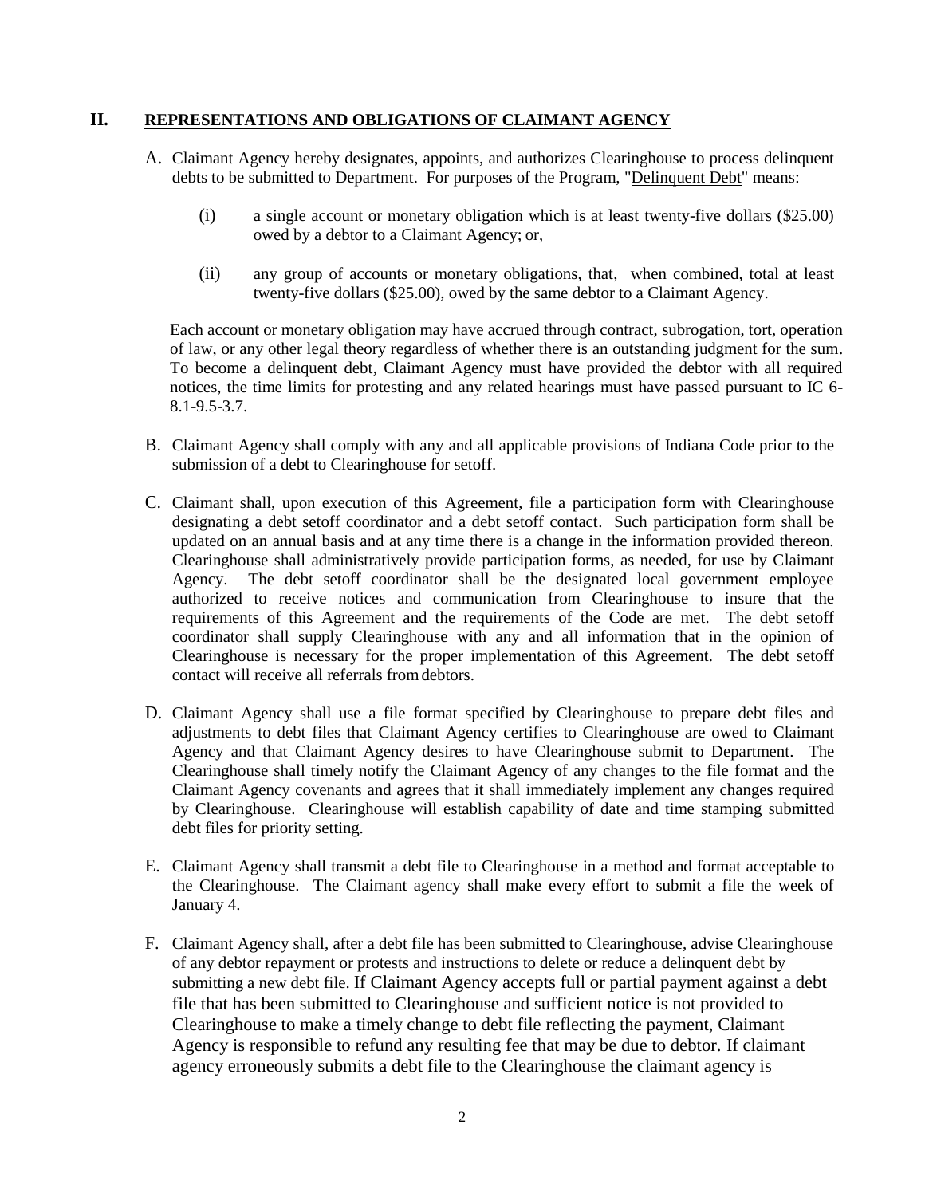## II. REPRESENTATIONS AND OBLIGATIONS OF CLAIMANT AGENCY

A. Claimant Agency hereby designates, appoints, and authorizes Clearinghouse to process delinquent debts to be submitted to Department. For purposes of the Program, "Delinquent Debt" means:

(i) a single account or monetary obligation which is at least twenty-five dollars ($25.00) owed by a debtor to a Claimant Agency; or,

(ii) any group of accounts or monetary obligations, that, when combined, total at least twenty-five dollars ($25.00), owed by the same debtor to a Claimant Agency.

Each account or monetary obligation may have accrued through contract, subrogation, tort, operation of law, or any other legal theory regardless of whether there is an outstanding judgment for the sum. To become a delinquent debt, Claimant Agency must have provided the debtor with all required notices, the time limits for protesting and any related hearings must have passed pursuant to IC 6-8.1-9.5-3.7.

B. Claimant Agency shall comply with any and all applicable provisions of Indiana Code prior to the submission of a debt to Clearinghouse for setoff.

C. Claimant shall, upon execution of this Agreement, file a participation form with Clearinghouse designating a debt setoff coordinator and a debt setoff contact. Such participation form shall be updated on an annual basis and at any time there is a change in the information provided thereon. Clearinghouse shall administratively provide participation forms, as needed, for use by Claimant Agency. The debt setoff coordinator shall be the designated local government employee authorized to receive notices and communication from Clearinghouse to insure that the requirements of this Agreement and the requirements of the Code are met. The debt setoff coordinator shall supply Clearinghouse with any and all information that in the opinion of Clearinghouse is necessary for the proper implementation of this Agreement. The debt setoff contact will receive all referrals from debtors.

D. Claimant Agency shall use a file format specified by Clearinghouse to prepare debt files and adjustments to debt files that Claimant Agency certifies to Clearinghouse are owed to Claimant Agency and that Claimant Agency desires to have Clearinghouse submit to Department. The Clearinghouse shall timely notify the Claimant Agency of any changes to the file format and the Claimant Agency covenants and agrees that it shall immediately implement any changes required by Clearinghouse. Clearinghouse will establish capability of date and time stamping submitted debt files for priority setting.

E. Claimant Agency shall transmit a debt file to Clearinghouse in a method and format acceptable to the Clearinghouse. The Claimant agency shall make every effort to submit a file the week of January 4.

F. Claimant Agency shall, after a debt file has been submitted to Clearinghouse, advise Clearinghouse of any debtor repayment or protests and instructions to delete or reduce a delinquent debt by submitting a new debt file. If Claimant Agency accepts full or partial payment against a debt file that has been submitted to Clearinghouse and sufficient notice is not provided to Clearinghouse to make a timely change to debt file reflecting the payment, Claimant Agency is responsible to refund any resulting fee that may be due to debtor. If claimant agency erroneously submits a debt file to the Clearinghouse the claimant agency is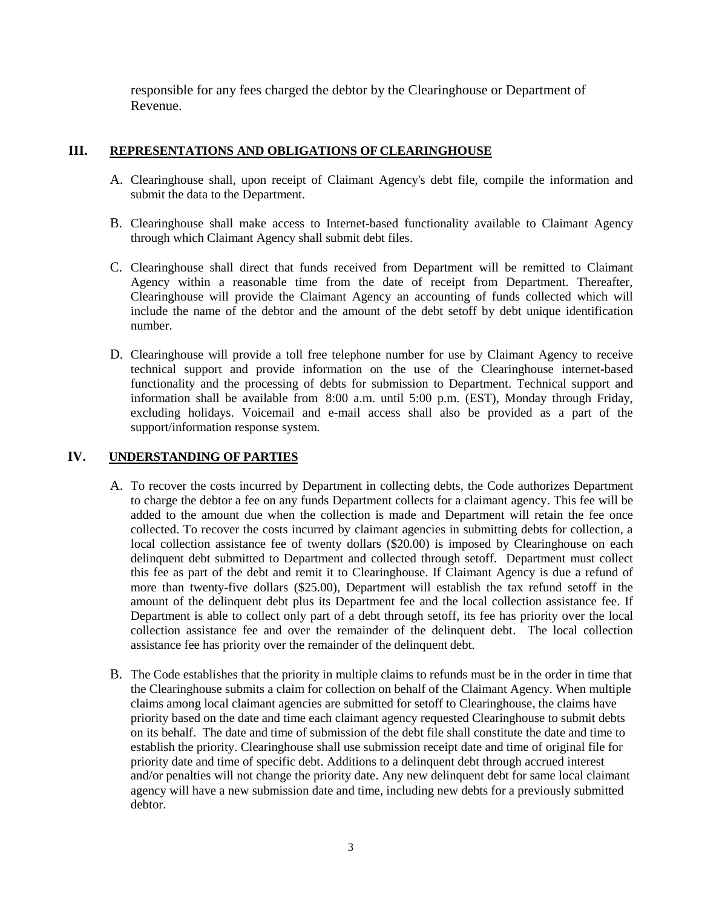responsible for any fees charged the debtor by the Clearinghouse or Department of Revenue.

## III. REPRESENTATIONS AND OBLIGATIONS OF CLEARINGHOUSE

A. Clearinghouse shall, upon receipt of Claimant Agency's debt file, compile the information and submit the data to the Department.

B. Clearinghouse shall make access to Internet-based functionality available to Claimant Agency through which Claimant Agency shall submit debt files.

C. Clearinghouse shall direct that funds received from Department will be remitted to Claimant Agency within a reasonable time from the date of receipt from Department. Thereafter, Clearinghouse will provide the Claimant Agency an accounting of funds collected which will include the name of the debtor and the amount of the debt setoff by debt unique identification number.

D. Clearinghouse will provide a toll free telephone number for use by Claimant Agency to receive technical support and provide information on the use of the Clearinghouse internet-based functionality and the processing of debts for submission to Department. Technical support and information shall be available from 8:00 a.m. until 5:00 p.m. (EST), Monday through Friday, excluding holidays. Voicemail and e-mail access shall also be provided as a part of the support/information response system.

## IV. UNDERSTANDING OF PARTIES

A. To recover the costs incurred by Department in collecting debts, the Code authorizes Department to charge the debtor a fee on any funds Department collects for a claimant agency. This fee will be added to the amount due when the collection is made and Department will retain the fee once collected. To recover the costs incurred by claimant agencies in submitting debts for collection, a local collection assistance fee of twenty dollars ($20.00) is imposed by Clearinghouse on each delinquent debt submitted to Department and collected through setoff. Department must collect this fee as part of the debt and remit it to Clearinghouse. If Claimant Agency is due a refund of more than twenty-five dollars ($25.00), Department will establish the tax refund setoff in the amount of the delinquent debt plus its Department fee and the local collection assistance fee. If Department is able to collect only part of a debt through setoff, its fee has priority over the local collection assistance fee and over the remainder of the delinquent debt. The local collection assistance fee has priority over the remainder of the delinquent debt.

B. The Code establishes that the priority in multiple claims to refunds must be in the order in time that the Clearinghouse submits a claim for collection on behalf of the Claimant Agency. When multiple claims among local claimant agencies are submitted for setoff to Clearinghouse, the claims have priority based on the date and time each claimant agency requested Clearinghouse to submit debts on its behalf. The date and time of submission of the debt file shall constitute the date and time to establish the priority. Clearinghouse shall use submission receipt date and time of original file for priority date and time of specific debt. Additions to a delinquent debt through accrued interest and/or penalties will not change the priority date. Any new delinquent debt for same local claimant agency will have a new submission date and time, including new debts for a previously submitted debtor.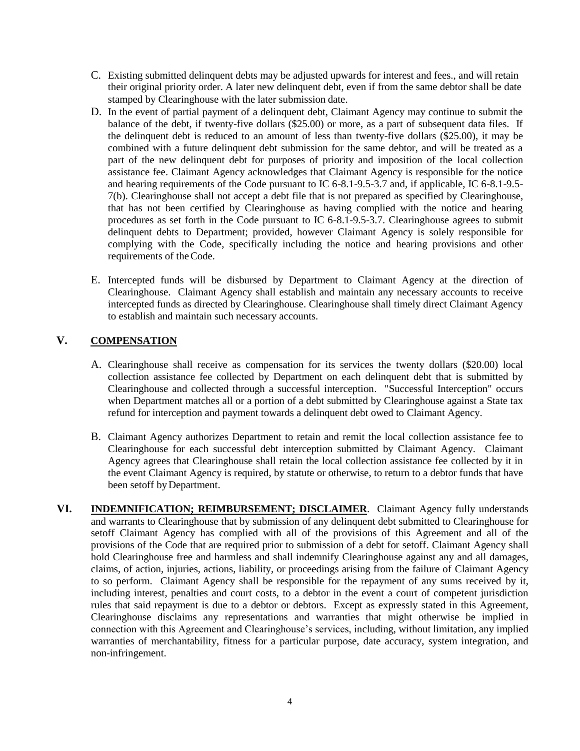C. Existing submitted delinquent debts may be adjusted upwards for interest and fees., and will retain their original priority order. A later new delinquent debt, even if from the same debtor shall be date stamped by Clearinghouse with the later submission date.

D. In the event of partial payment of a delinquent debt, Claimant Agency may continue to submit the balance of the debt, if twenty-five dollars ($25.00) or more, as a part of subsequent data files. If the delinquent debt is reduced to an amount of less than twenty-five dollars ($25.00), it may be combined with a future delinquent debt submission for the same debtor, and will be treated as a part of the new delinquent debt for purposes of priority and imposition of the local collection assistance fee. Claimant Agency acknowledges that Claimant Agency is responsible for the notice and hearing requirements of the Code pursuant to IC 6-8.1-9.5-3.7 and, if applicable, IC 6-8.1-9.5-7(b). Clearinghouse shall not accept a debt file that is not prepared as specified by Clearinghouse, that has not been certified by Clearinghouse as having complied with the notice and hearing procedures as set forth in the Code pursuant to IC 6-8.1-9.5-3.7. Clearinghouse agrees to submit delinquent debts to Department; provided, however Claimant Agency is solely responsible for complying with the Code, specifically including the notice and hearing provisions and other requirements of the Code.

E. Intercepted funds will be disbursed by Department to Claimant Agency at the direction of Clearinghouse. Claimant Agency shall establish and maintain any necessary accounts to receive intercepted funds as directed by Clearinghouse. Clearinghouse shall timely direct Claimant Agency to establish and maintain such necessary accounts.

## V. COMPENSATION

A. Clearinghouse shall receive as compensation for its services the twenty dollars ($20.00) local collection assistance fee collected by Department on each delinquent debt that is submitted by Clearinghouse and collected through a successful interception. "Successful Interception" occurs when Department matches all or a portion of a debt submitted by Clearinghouse against a State tax refund for interception and payment towards a delinquent debt owed to Claimant Agency.

B. Claimant Agency authorizes Department to retain and remit the local collection assistance fee to Clearinghouse for each successful debt interception submitted by Claimant Agency. Claimant Agency agrees that Clearinghouse shall retain the local collection assistance fee collected by it in the event Claimant Agency is required, by statute or otherwise, to return to a debtor funds that have been setoff by Department.

**VI. INDEMNIFICATION; REIMBURSEMENT; DISCLAIMER**. Claimant Agency fully understands and warrants to Clearinghouse that by submission of any delinquent debt submitted to Clearinghouse for setoff Claimant Agency has complied with all of the provisions of this Agreement and all of the provisions of the Code that are required prior to submission of a debt for setoff. Claimant Agency shall hold Clearinghouse free and harmless and shall indemnify Clearinghouse against any and all damages, claims, of action, injuries, actions, liability, or proceedings arising from the failure of Claimant Agency to so perform. Claimant Agency shall be responsible for the repayment of any sums received by it, including interest, penalties and court costs, to a debtor in the event a court of competent jurisdiction rules that said repayment is due to a debtor or debtors. Except as expressly stated in this Agreement, Clearinghouse disclaims any representations and warranties that might otherwise be implied in connection with this Agreement and Clearinghouse's services, including, without limitation, any implied warranties of merchantability, fitness for a particular purpose, date accuracy, system integration, and non-infringement.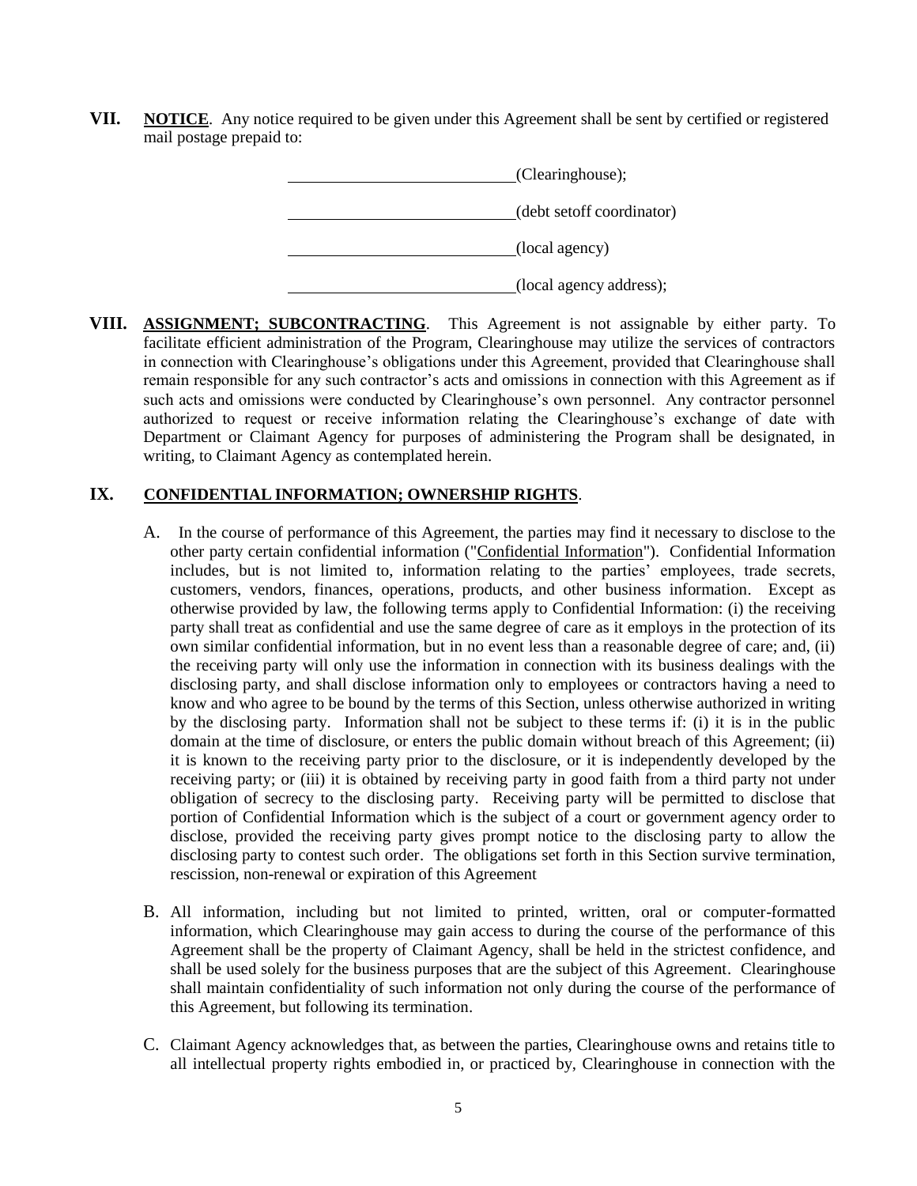**VII. NOTICE**. Any notice required to be given under this Agreement shall be sent by certified or registered mail postage prepaid to:

\_\_\_\_\_\_\_\_\_\_\_\_\_\_\_\_\_\_\_\_\_\_\_\_\_\_\_\_(Clearinghouse);

\_\_\_\_\_\_\_\_\_\_\_\_\_\_\_\_\_\_\_\_\_\_\_\_\_\_\_\_(debt setoff coordinator)

\_\_\_\_\_\_\_\_\_\_\_\_\_\_\_\_\_\_\_\_\_\_\_\_\_\_\_\_(local agency)

\_\_\_\_\_\_\_\_\_\_\_\_\_\_\_\_\_\_\_\_\_\_\_\_\_\_\_\_(local agency address);

**VIII. ASSIGNMENT; SUBCONTRACTING**. This Agreement is not assignable by either party. To facilitate efficient administration of the Program, Clearinghouse may utilize the services of contractors in connection with Clearinghouse's obligations under this Agreement, provided that Clearinghouse shall remain responsible for any such contractor's acts and omissions in connection with this Agreement as if such acts and omissions were conducted by Clearinghouse's own personnel. Any contractor personnel authorized to request or receive information relating the Clearinghouse's exchange of date with Department or Claimant Agency for purposes of administering the Program shall be designated, in writing, to Claimant Agency as contemplated herein.

**IX. CONFIDENTIAL INFORMATION; OWNERSHIP RIGHTS**.

A. In the course of performance of this Agreement, the parties may find it necessary to disclose to the other party certain confidential information ("Confidential Information"). Confidential Information includes, but is not limited to, information relating to the parties' employees, trade secrets, customers, vendors, finances, operations, products, and other business information. Except as otherwise provided by law, the following terms apply to Confidential Information: (i) the receiving party shall treat as confidential and use the same degree of care as it employs in the protection of its own similar confidential information, but in no event less than a reasonable degree of care; and, (ii) the receiving party will only use the information in connection with its business dealings with the disclosing party, and shall disclose information only to employees or contractors having a need to know and who agree to be bound by the terms of this Section, unless otherwise authorized in writing by the disclosing party. Information shall not be subject to these terms if: (i) it is in the public domain at the time of disclosure, or enters the public domain without breach of this Agreement; (ii) it is known to the receiving party prior to the disclosure, or it is independently developed by the receiving party; or (iii) it is obtained by receiving party in good faith from a third party not under obligation of secrecy to the disclosing party. Receiving party will be permitted to disclose that portion of Confidential Information which is the subject of a court or government agency order to disclose, provided the receiving party gives prompt notice to the disclosing party to allow the disclosing party to contest such order. The obligations set forth in this Section survive termination, rescission, non-renewal or expiration of this Agreement

B. All information, including but not limited to printed, written, oral or computer-formatted information, which Clearinghouse may gain access to during the course of the performance of this Agreement shall be the property of Claimant Agency, shall be held in the strictest confidence, and shall be used solely for the business purposes that are the subject of this Agreement. Clearinghouse shall maintain confidentiality of such information not only during the course of the performance of this Agreement, but following its termination.

C. Claimant Agency acknowledges that, as between the parties, Clearinghouse owns and retains title to all intellectual property rights embodied in, or practiced by, Clearinghouse in connection with the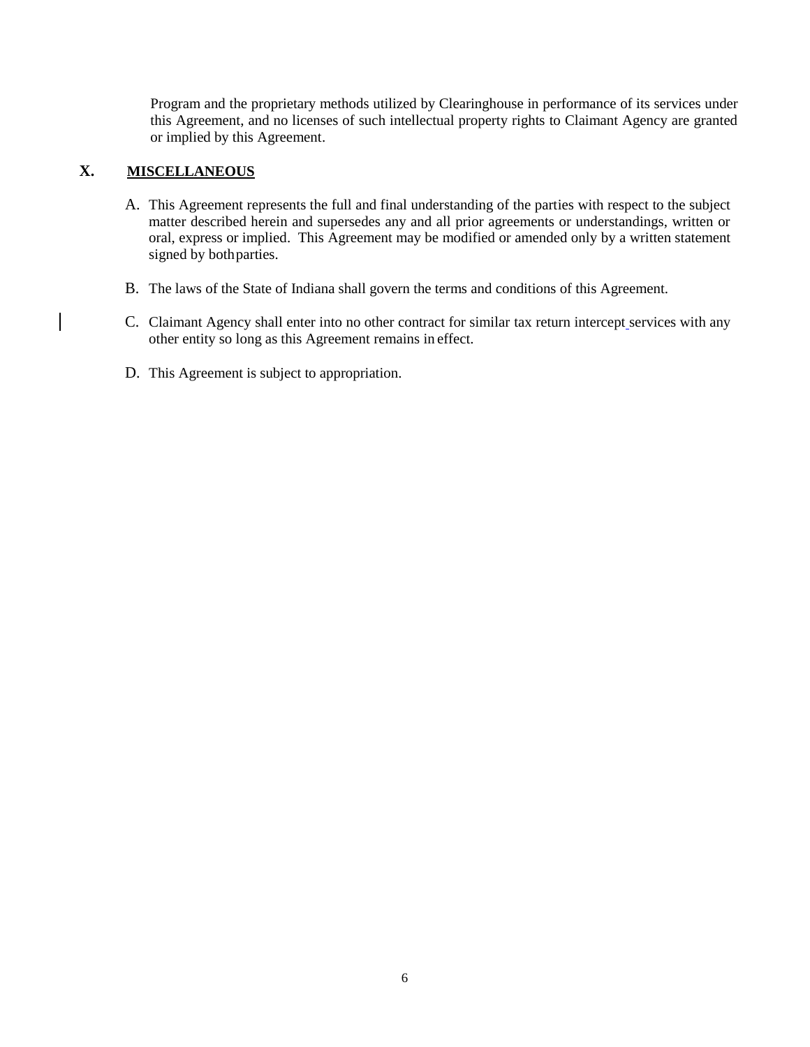Program and the proprietary methods utilized by Clearinghouse in performance of its services under this Agreement, and no licenses of such intellectual property rights to Claimant Agency are granted or implied by this Agreement.

## X. MISCELLANEOUS

A. This Agreement represents the full and final understanding of the parties with respect to the subject matter described herein and supersedes any and all prior agreements or understandings, written or oral, express or implied. This Agreement may be modified or amended only by a written statement signed by both parties.

B. The laws of the State of Indiana shall govern the terms and conditions of this Agreement.

C. Claimant Agency shall enter into no other contract for similar tax return intercept services with any other entity so long as this Agreement remains in effect.

D. This Agreement is subject to appropriation.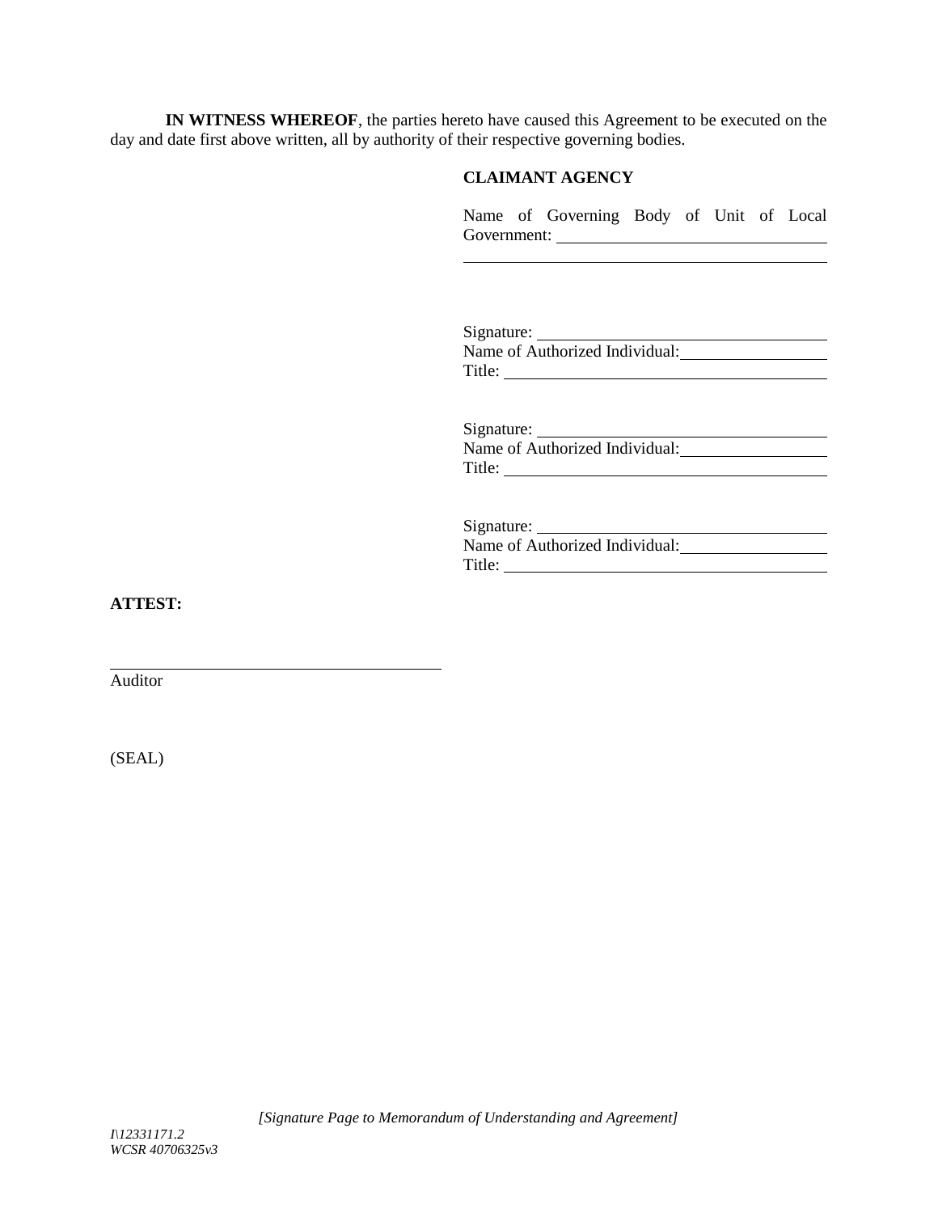**IN WITNESS WHEREOF**, the parties hereto have caused this Agreement to be executed on the day and date first above written, all by authority of their respective governing bodies.

**CLAIMANT AGENCY**

Name of Governing Body of Unit of Local Government: ______________________________

__________________________________________

Signature: ______________________________
Name of Authorized Individual: ______________
Title: __________________________________

Signature: ______________________________
Name of Authorized Individual: ______________
Title: __________________________________

Signature: ______________________________
Name of Authorized Individual: ______________
Title: __________________________________

**ATTEST:**

__________________________________________
Auditor

(SEAL)

*[Signature Page to Memorandum of Understanding and Agreement]*

*I\12331171.2*
*WCSR 40706325v3*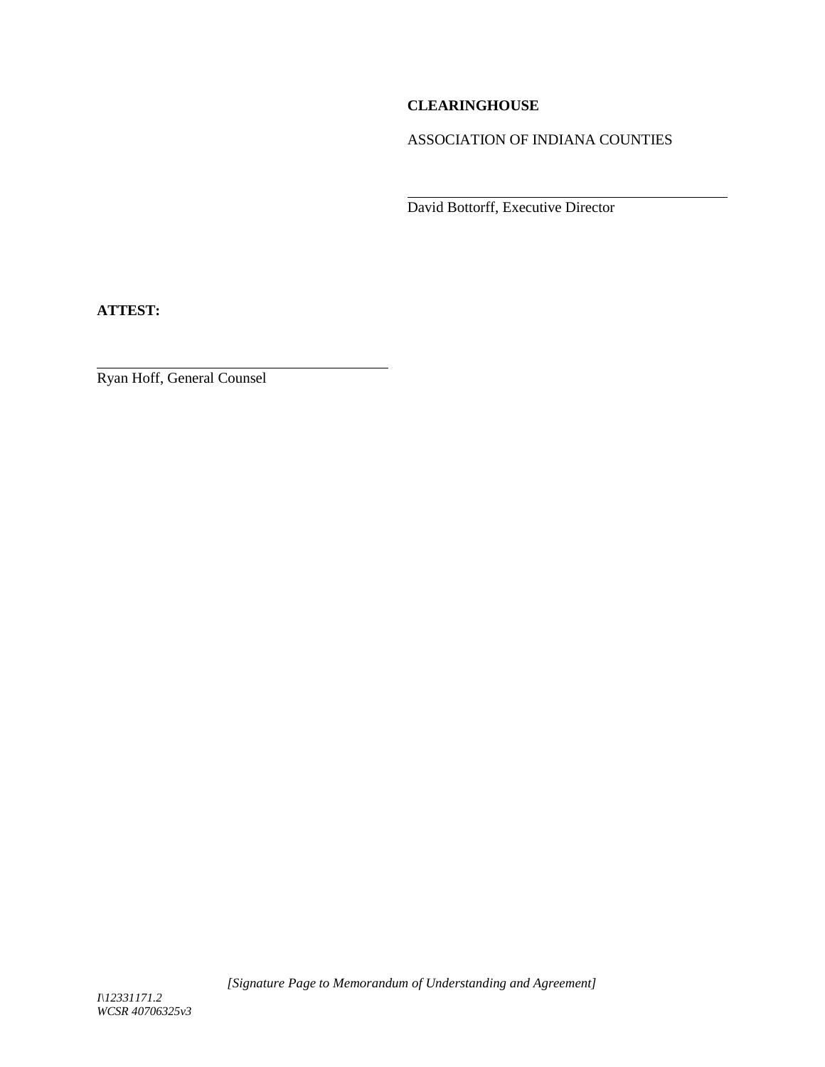**CLEARINGHOUSE**

ASSOCIATION OF INDIANA COUNTIES

\_\_\_\_\_\_\_\_\_\_\_\_\_\_\_\_\_\_\_\_\_\_\_\_\_\_\_\_\_\_\_\_\_\_\_\_\_\_\_\_\_\_
David Bottorff, Executive Director

**ATTEST:**

\_\_\_\_\_\_\_\_\_\_\_\_\_\_\_\_\_\_\_\_\_\_\_\_\_\_\_\_\_\_\_\_\_\_\_\_\_\_\_
Ryan Hoff, General Counsel

*[Signature Page to Memorandum of Understanding and Agreement]*

*I\12331171.2*
*WCSR 40706325v3*